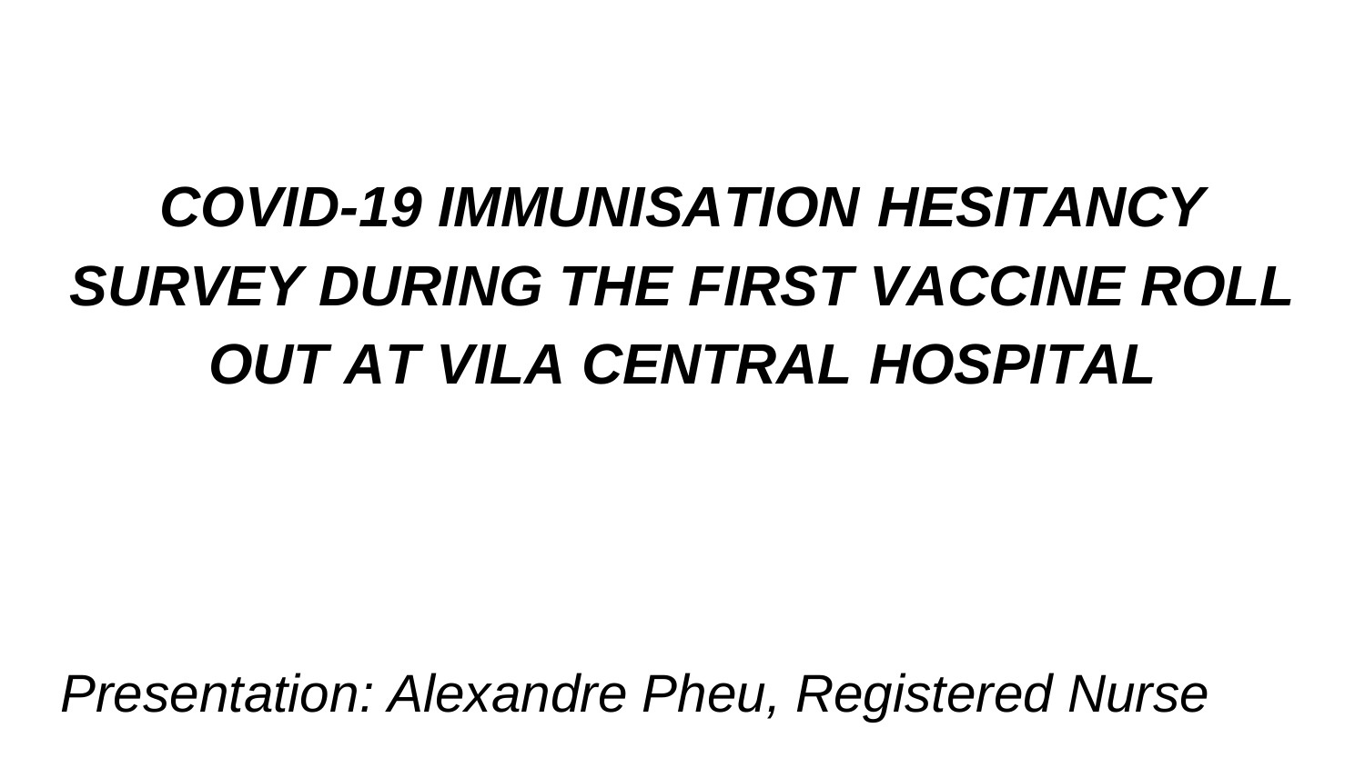# *COVID-19 IMMUNISATION HESITANCY SURVEY DURING THE FIRST VACCINE ROLL OUT AT VILA CENTRAL HOSPITAL*

*Presentation: Alexandre Pheu, Registered Nurse*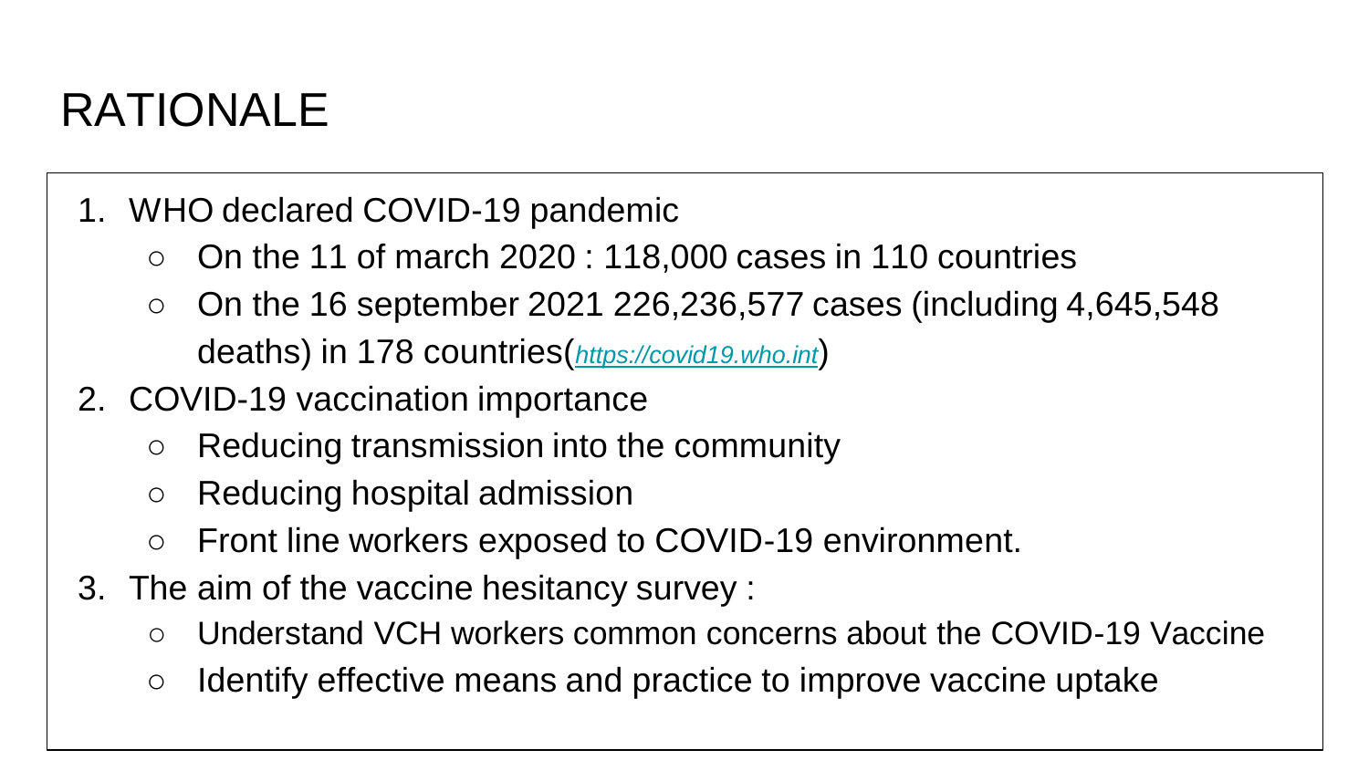# RATIONALE

1. WHO declared COVID-19 pandemic
   - On the 11 of march 2020 : 118,000 cases in 110 countries
   - On the 16 september 2021 226,236,577 cases (including 4,645,548 deaths) in 178 countries(*https://covid19.who.int*)
2. COVID-19 vaccination importance
   - Reducing transmission into the community
   - Reducing hospital admission
   - Front line workers exposed to COVID-19 environment.
3. The aim of the vaccine hesitancy survey :
   - Understand VCH workers common concerns about the COVID-19 Vaccine
   - Identify effective means and practice to improve vaccine uptake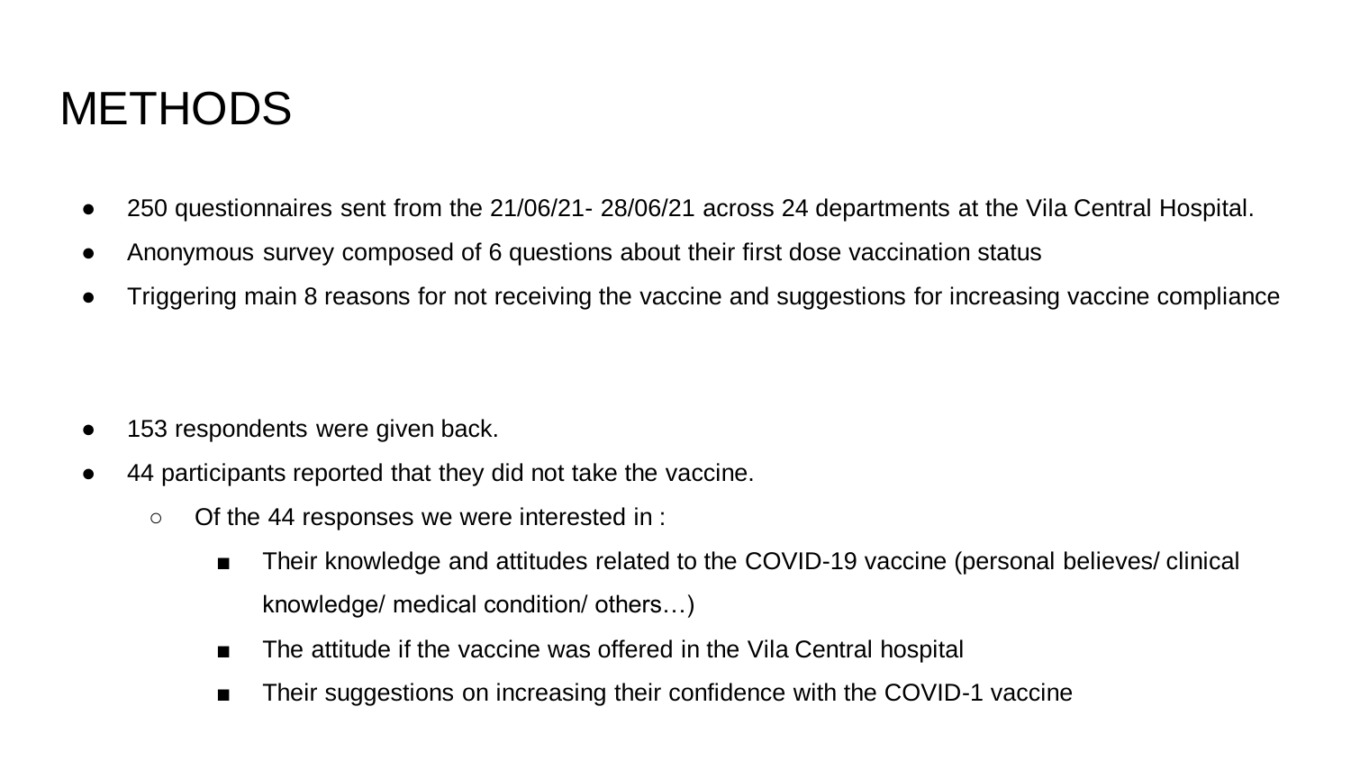# METHODS

- 250 questionnaires sent from the 21/06/21- 28/06/21 across 24 departments at the Vila Central Hospital.
- Anonymous survey composed of 6 questions about their first dose vaccination status
- Triggering main 8 reasons for not receiving the vaccine and suggestions for increasing vaccine compliance

- 153 respondents were given back.
- 44 participants reported that they did not take the vaccine.
  - Of the 44 responses we were interested in :
    - Their knowledge and attitudes related to the COVID-19 vaccine (personal believes/ clinical knowledge/ medical condition/ others…)
    - The attitude if the vaccine was offered in the Vila Central hospital
    - Their suggestions on increasing their confidence with the COVID-1 vaccine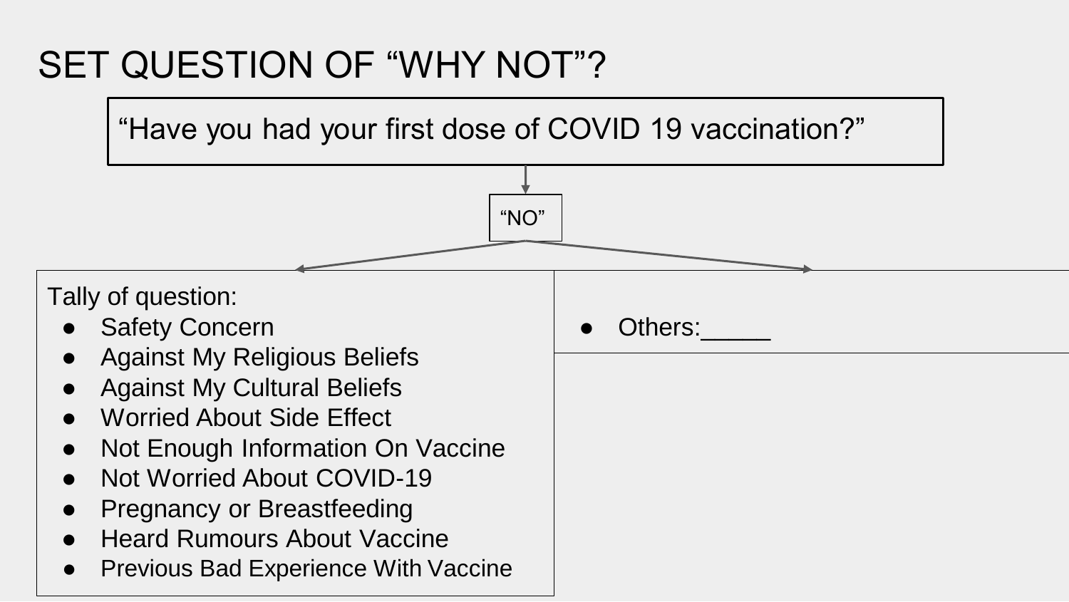# SET QUESTION OF "WHY NOT"?

"Have you had your first dose of COVID 19 vaccination?"

"NO"

Tally of question:

- Safety Concern
- Against My Religious Beliefs
- Against My Cultural Beliefs
- Worried About Side Effect
- Not Enough Information On Vaccine
- Not Worried About COVID-19
- Pregnancy or Breastfeeding
- Heard Rumours About Vaccine
- Previous Bad Experience With Vaccine

- Others:_____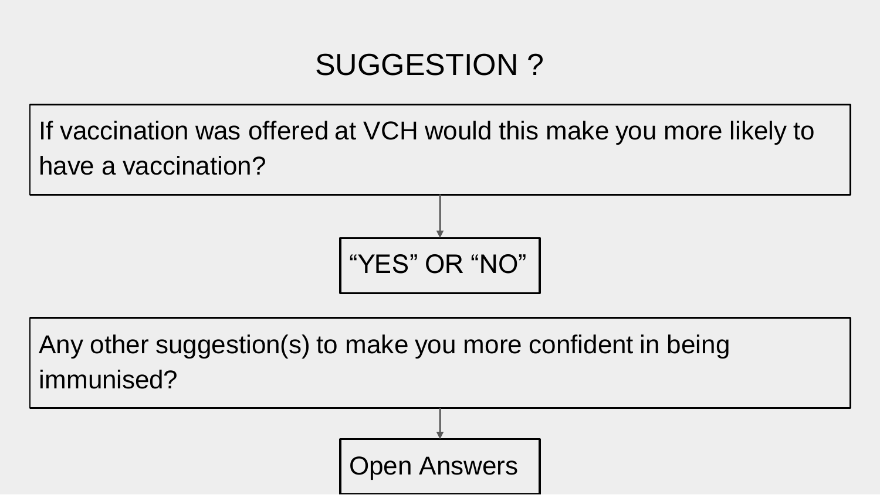# SUGGESTION ?

If vaccination was offered at VCH would this make you more likely to have a vaccination?

“YES” OR “NO”

Any other suggestion(s) to make you more confident in being immunised?

Open Answers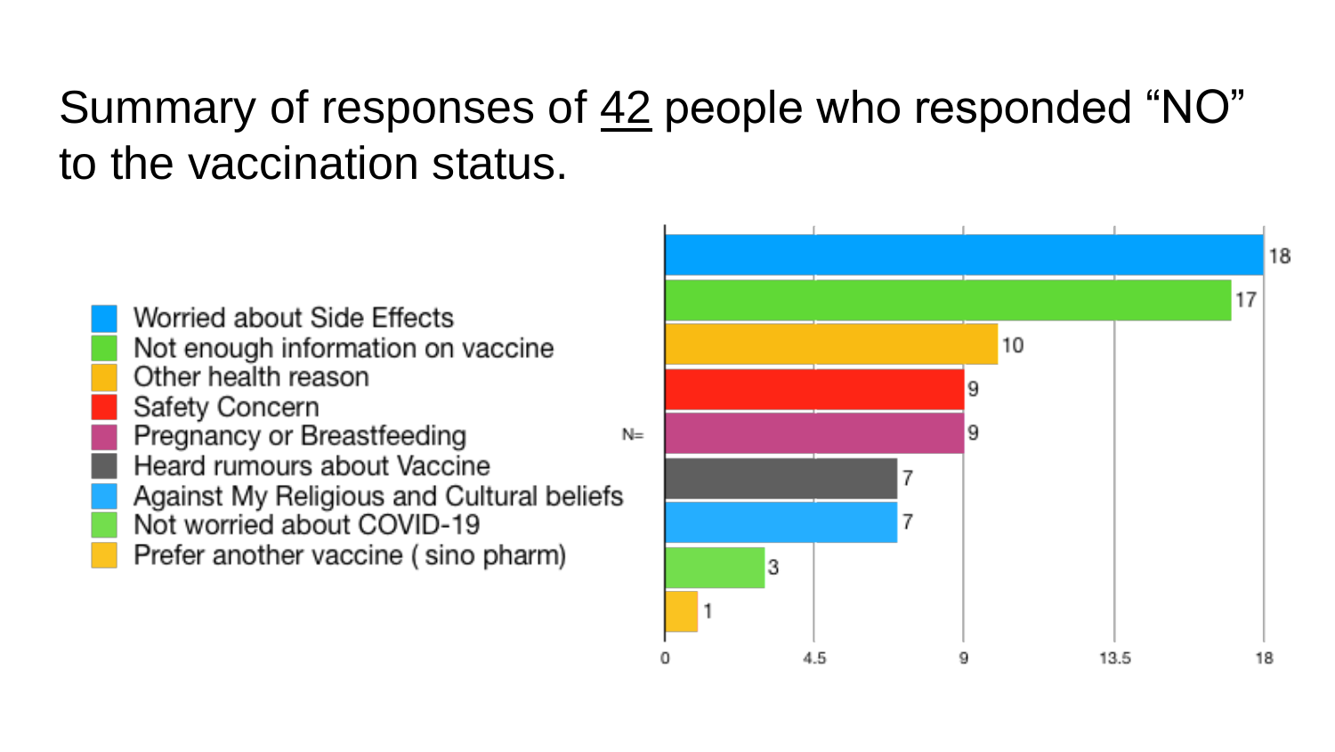# Summary of responses of 42 people who responded "NO" to the vaccination status.

| Response | N= |
|---|---|
| Worried about Side Effects | 18 |
| Not enough information on vaccine | 17 |
| Other health reason | 10 |
| Safety Concern | 9 |
| Pregnancy or Breastfeeding | 9 |
| Heard rumours about Vaccine | 7 |
| Against My Religious and Cultural beliefs | 7 |
| Not worried about COVID-19 | 3 |
| Prefer another vaccine ( sino pharm) | 1 |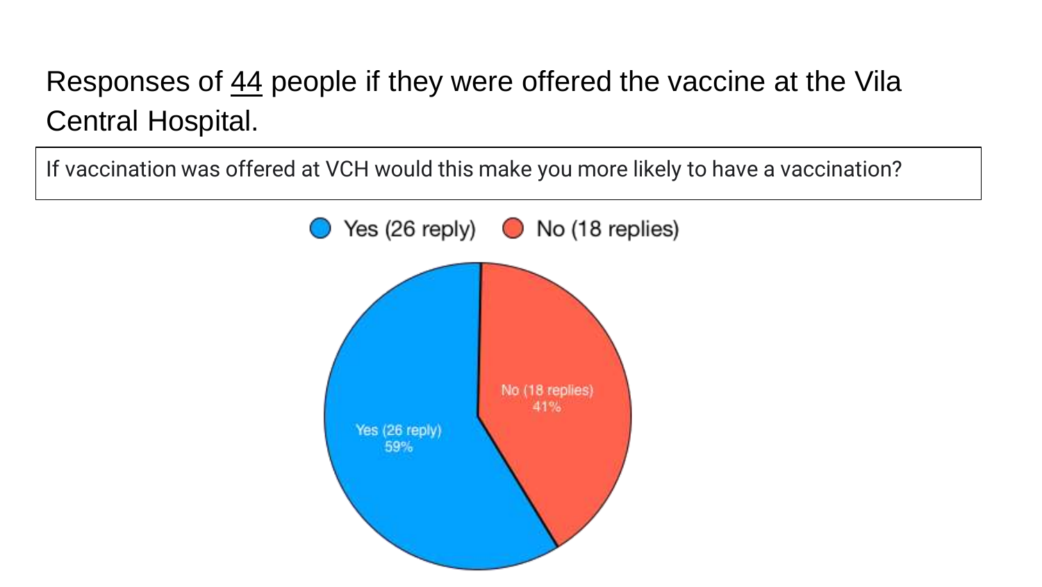Responses of 44 people if they were offered the vaccine at the Vila Central Hospital.

| If vaccination was offered at VCH would this make you more likely to have a vaccination? |
| --- |

Yes (26 reply) No (18 replies)

No (18 replies) 41%

Yes (26 reply) 59%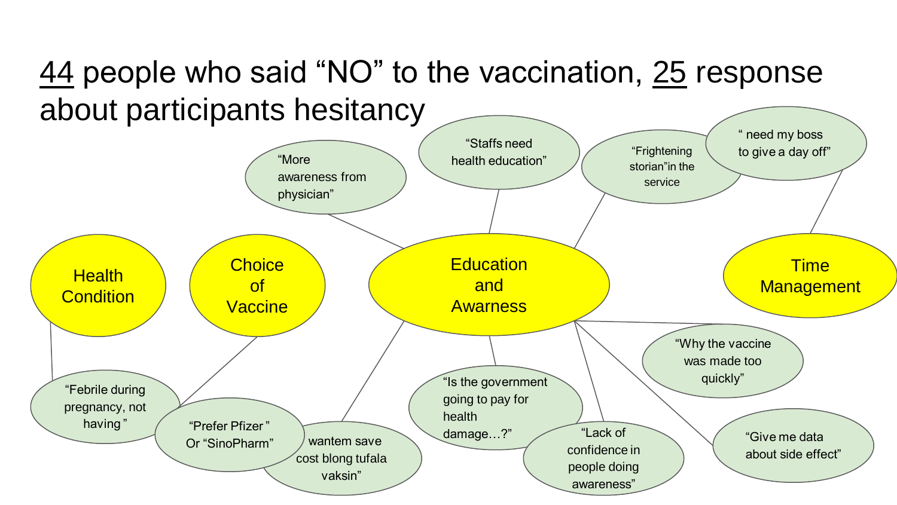# 44 people who said "NO" to the vaccination, 25 response about participants hesitancy

**Health Condition**

- "Febrile during pregnancy, not having"

**Choice of Vaccine**

- "Prefer Pfizer" Or "SinoPharm"

**Education and Awarness**

- "More awareness from physician"
- "Staffs need health education"
- "Frightening storian"in the service
- wantem save cost blong tufala vaksin"
- "Is the government going to pay for health damage…?"
- "Lack of confidence in people doing awareness"
- "Why the vaccine was made too quickly"
- "Give me data about side effect"

**Time Management**

- " need my boss to give a day off"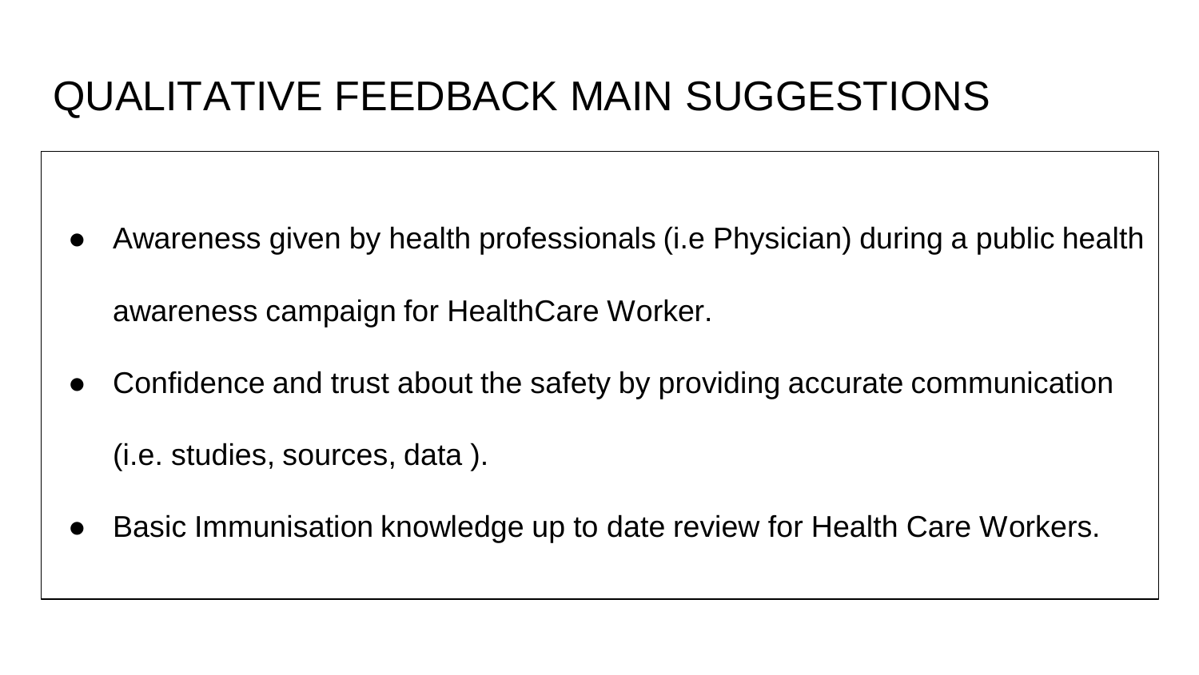# QUALITATIVE FEEDBACK MAIN SUGGESTIONS

- Awareness given by health professionals (i.e Physician) during a public health awareness campaign for HealthCare Worker.
- Confidence and trust about the safety by providing accurate communication (i.e. studies, sources, data ).
- Basic Immunisation knowledge up to date review for Health Care Workers.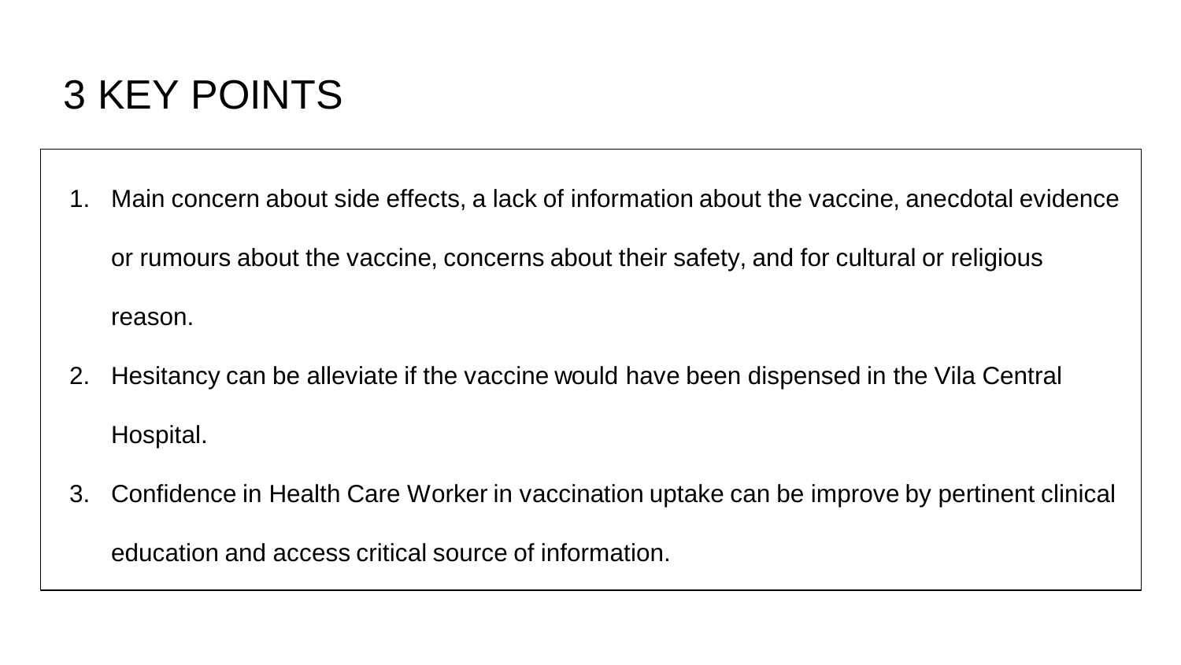# 3 KEY POINTS

1. Main concern about side effects, a lack of information about the vaccine, anecdotal evidence or rumours about the vaccine, concerns about their safety, and for cultural or religious reason.
2. Hesitancy can be alleviate if the vaccine would have been dispensed in the Vila Central Hospital.
3. Confidence in Health Care Worker in vaccination uptake can be improve by pertinent clinical education and access critical source of information.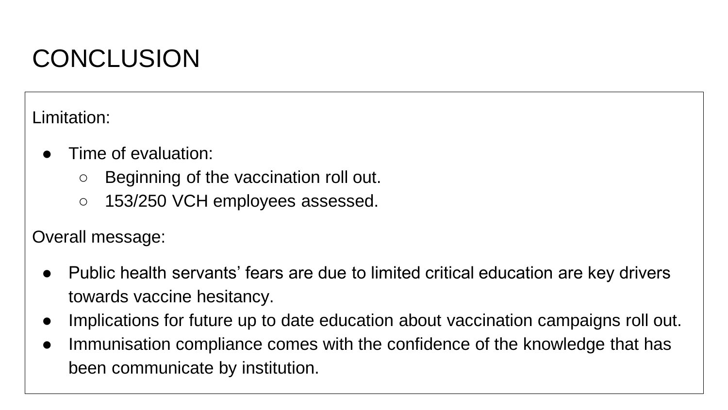# CONCLUSION

Limitation:

- Time of evaluation:
  - Beginning of the vaccination roll out.
  - 153/250 VCH employees assessed.

Overall message:

- Public health servants' fears are due to limited critical education are key drivers towards vaccine hesitancy.
- Implications for future up to date education about vaccination campaigns roll out.
- Immunisation compliance comes with the confidence of the knowledge that has been communicate by institution.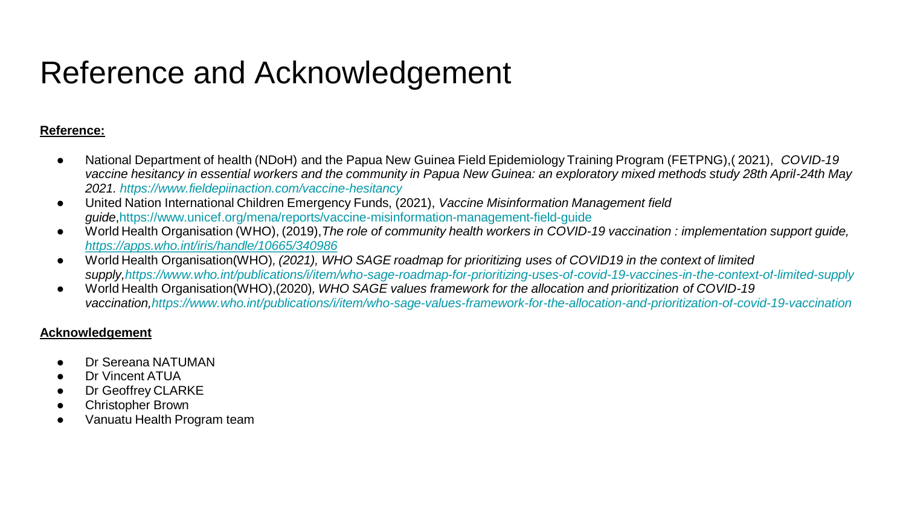# Reference and Acknowledgement

**Reference:**

- National Department of health (NDoH) and the Papua New Guinea Field Epidemiology Training Program (FETPNG),( 2021), *COVID-19 vaccine hesitancy in essential workers and the community in Papua New Guinea: an exploratory mixed methods study 28th April-24th May 2021. https://www.fieldepiinaction.com/vaccine-hesitancy*
- United Nation International Children Emergency Funds, (2021), *Vaccine Misinformation Management field guide*,https://www.unicef.org/mena/reports/vaccine-misinformation-management-field-guide
- World Health Organisation (WHO), (2019),*The role of community health workers in COVID-19 vaccination : implementation support guide, https://apps.who.int/iris/handle/10665/340986*
- World Health Organisation(WHO)*, (2021), WHO SAGE roadmap for prioritizing uses of COVID19 in the context of limited supply,https://www.who.int/publications/i/item/who-sage-roadmap-for-prioritizing-uses-of-covid-19-vaccines-in-the-context-of-limited-supply*
- World Health Organisation(WHO),(2020)*, WHO SAGE values framework for the allocation and prioritization of COVID-19 vaccination,https://www.who.int/publications/i/item/who-sage-values-framework-for-the-allocation-and-prioritization-of-covid-19-vaccination*

**Acknowledgement**

- Dr Sereana NATUMAN
- Dr Vincent ATUA
- Dr Geoffrey CLARKE
- Christopher Brown
- Vanuatu Health Program team